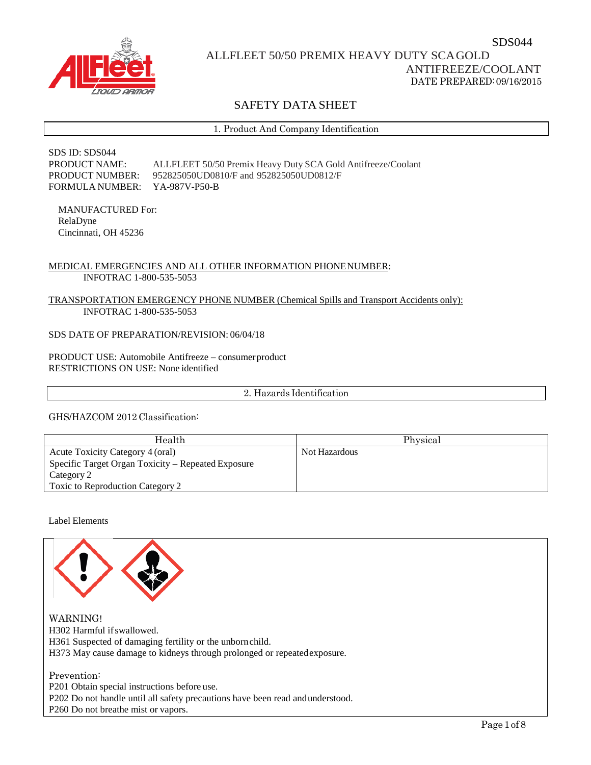SDS044

ALLFLEET 50/50 PREMIX HEAVY DUTY SCA GOLD ANTIFREEZE/COOLANT

DATE PREPARED: 09/16/2015

# SAFETY DATA SHEET

## 1. Product And Company Identification

SDS ID: SDS044
PRODUCT NAME: ALLFLEET 50/50 Premix Heavy Duty SCA Gold Antifreeze/Coolant
PRODUCT NUMBER: 952825050UD0810/F and 952825050UD0812/F
FORMULA NUMBER: YA-987V-P50-B

MANUFACTURED For:
RelaDyne
Cincinnati, OH 45236

MEDICAL EMERGENCIES AND ALL OTHER INFORMATION PHONE NUMBER:
INFOTRAC 1-800-535-5053

TRANSPORTATION EMERGENCY PHONE NUMBER (Chemical Spills and Transport Accidents only):
INFOTRAC 1-800-535-5053

SDS DATE OF PREPARATION/REVISION: 06/04/18

PRODUCT USE: Automobile Antifreeze – consumer product
RESTRICTIONS ON USE: None identified

## 2. Hazards Identification

GHS/HAZCOM 2012 Classification:

| Health | Physical |
|---|---|
| Acute Toxicity Category 4 (oral)<br>Specific Target Organ Toxicity – Repeated Exposure Category 2<br>Toxic to Reproduction Category 2 | Not Hazardous |

Label Elements

WARNING!
H302 Harmful if swallowed.
H361 Suspected of damaging fertility or the unborn child.
H373 May cause damage to kidneys through prolonged or repeated exposure.

Prevention:
P201 Obtain special instructions before use.
P202 Do not handle until all safety precautions have been read and understood.
P260 Do not breathe mist or vapors.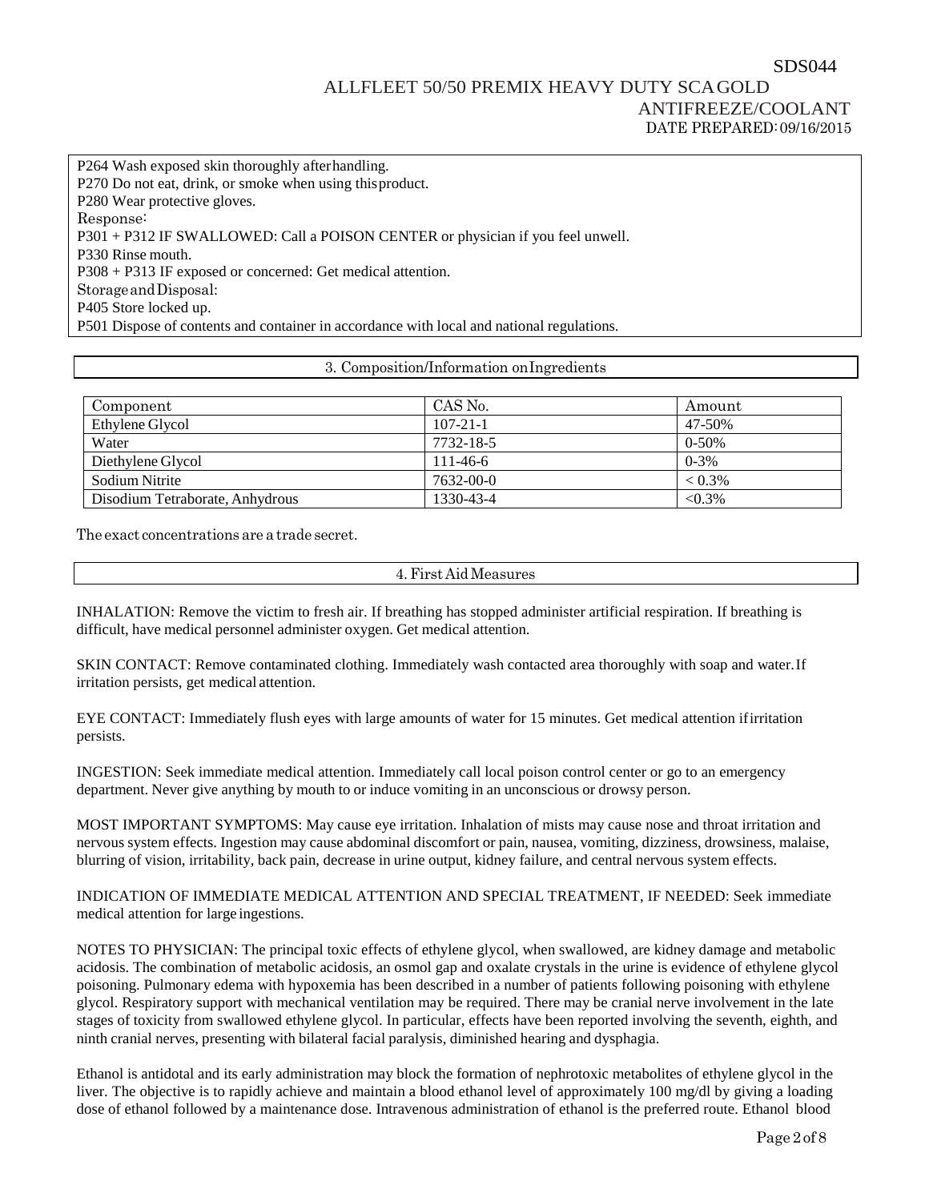P264 Wash exposed skin thoroughly after handling.
P270 Do not eat, drink, or smoke when using this product.
P280 Wear protective gloves.
Response:
P301 + P312 IF SWALLOWED: Call a POISON CENTER or physician if you feel unwell.
P330 Rinse mouth.
P308 + P313 IF exposed or concerned: Get medical attention.
Storage and Disposal:
P405 Store locked up.
P501 Dispose of contents and container in accordance with local and national regulations.

## 3. Composition/Information on Ingredients

| Component | CAS No. | Amount |
|---|---|---|
| Ethylene Glycol | 107-21-1 | 47-50% |
| Water | 7732-18-5 | 0-50% |
| Diethylene Glycol | 111-46-6 | 0-3% |
| Sodium Nitrite | 7632-00-0 | < 0.3% |
| Disodium Tetraborate, Anhydrous | 1330-43-4 | <0.3% |

The exact concentrations are a trade secret.

## 4. First Aid Measures

INHALATION: Remove the victim to fresh air. If breathing has stopped administer artificial respiration. If breathing is difficult, have medical personnel administer oxygen. Get medical attention.

SKIN CONTACT: Remove contaminated clothing. Immediately wash contacted area thoroughly with soap and water. If irritation persists, get medical attention.

EYE CONTACT: Immediately flush eyes with large amounts of water for 15 minutes. Get medical attention if irritation persists.

INGESTION: Seek immediate medical attention. Immediately call local poison control center or go to an emergency department. Never give anything by mouth to or induce vomiting in an unconscious or drowsy person.

MOST IMPORTANT SYMPTOMS: May cause eye irritation. Inhalation of mists may cause nose and throat irritation and nervous system effects. Ingestion may cause abdominal discomfort or pain, nausea, vomiting, dizziness, drowsiness, malaise, blurring of vision, irritability, back pain, decrease in urine output, kidney failure, and central nervous system effects.

INDICATION OF IMMEDIATE MEDICAL ATTENTION AND SPECIAL TREATMENT, IF NEEDED: Seek immediate medical attention for large ingestions.

NOTES TO PHYSICIAN: The principal toxic effects of ethylene glycol, when swallowed, are kidney damage and metabolic acidosis. The combination of metabolic acidosis, an osmol gap and oxalate crystals in the urine is evidence of ethylene glycol poisoning. Pulmonary edema with hypoxemia has been described in a number of patients following poisoning with ethylene glycol. Respiratory support with mechanical ventilation may be required. There may be cranial nerve involvement in the late stages of toxicity from swallowed ethylene glycol. In particular, effects have been reported involving the seventh, eighth, and ninth cranial nerves, presenting with bilateral facial paralysis, diminished hearing and dysphagia.

Ethanol is antidotal and its early administration may block the formation of nephrotoxic metabolites of ethylene glycol in the liver. The objective is to rapidly achieve and maintain a blood ethanol level of approximately 100 mg/dl by giving a loading dose of ethanol followed by a maintenance dose. Intravenous administration of ethanol is the preferred route. Ethanol blood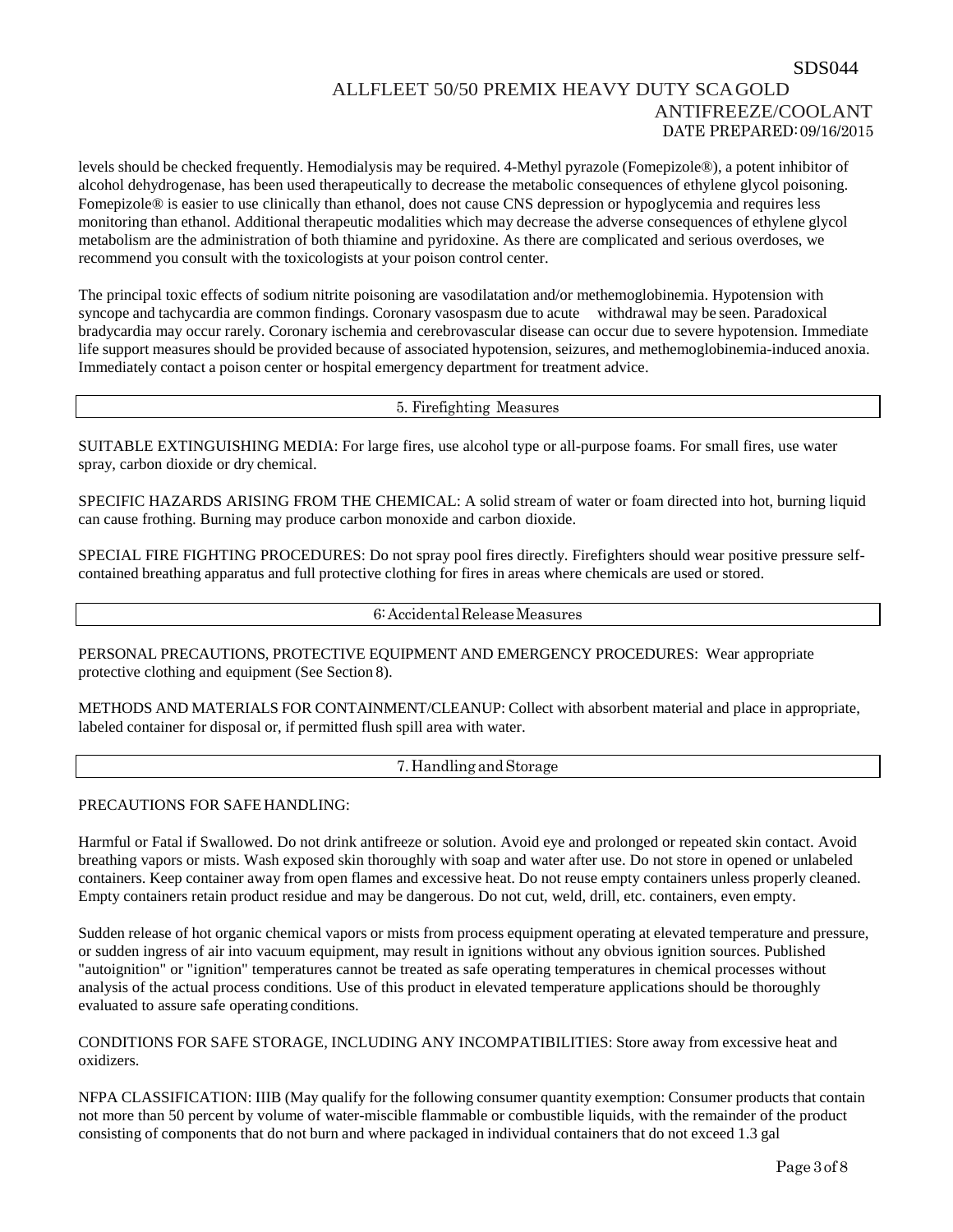levels should be checked frequently. Hemodialysis may be required. 4-Methyl pyrazole (Fomepizole®), a potent inhibitor of alcohol dehydrogenase, has been used therapeutically to decrease the metabolic consequences of ethylene glycol poisoning. Fomepizole® is easier to use clinically than ethanol, does not cause CNS depression or hypoglycemia and requires less monitoring than ethanol. Additional therapeutic modalities which may decrease the adverse consequences of ethylene glycol metabolism are the administration of both thiamine and pyridoxine. As there are complicated and serious overdoses, we recommend you consult with the toxicologists at your poison control center.

The principal toxic effects of sodium nitrite poisoning are vasodilatation and/or methemoglobinemia. Hypotension with syncope and tachycardia are common findings. Coronary vasospasm due to acute withdrawal may be seen. Paradoxical bradycardia may occur rarely. Coronary ischemia and cerebrovascular disease can occur due to severe hypotension. Immediate life support measures should be provided because of associated hypotension, seizures, and methemoglobinemia-induced anoxia. Immediately contact a poison center or hospital emergency department for treatment advice.

## 5. Firefighting Measures

SUITABLE EXTINGUISHING MEDIA: For large fires, use alcohol type or all-purpose foams. For small fires, use water spray, carbon dioxide or dry chemical.

SPECIFIC HAZARDS ARISING FROM THE CHEMICAL: A solid stream of water or foam directed into hot, burning liquid can cause frothing. Burning may produce carbon monoxide and carbon dioxide.

SPECIAL FIRE FIGHTING PROCEDURES: Do not spray pool fires directly. Firefighters should wear positive pressure self-contained breathing apparatus and full protective clothing for fires in areas where chemicals are used or stored.

## 6: Accidental Release Measures

PERSONAL PRECAUTIONS, PROTECTIVE EQUIPMENT AND EMERGENCY PROCEDURES: Wear appropriate protective clothing and equipment (See Section 8).

METHODS AND MATERIALS FOR CONTAINMENT/CLEANUP: Collect with absorbent material and place in appropriate, labeled container for disposal or, if permitted flush spill area with water.

## 7. Handling and Storage

PRECAUTIONS FOR SAFE HANDLING:

Harmful or Fatal if Swallowed. Do not drink antifreeze or solution. Avoid eye and prolonged or repeated skin contact. Avoid breathing vapors or mists. Wash exposed skin thoroughly with soap and water after use. Do not store in opened or unlabeled containers. Keep container away from open flames and excessive heat. Do not reuse empty containers unless properly cleaned. Empty containers retain product residue and may be dangerous. Do not cut, weld, drill, etc. containers, even empty.

Sudden release of hot organic chemical vapors or mists from process equipment operating at elevated temperature and pressure, or sudden ingress of air into vacuum equipment, may result in ignitions without any obvious ignition sources. Published "autoignition" or "ignition" temperatures cannot be treated as safe operating temperatures in chemical processes without analysis of the actual process conditions. Use of this product in elevated temperature applications should be thoroughly evaluated to assure safe operating conditions.

CONDITIONS FOR SAFE STORAGE, INCLUDING ANY INCOMPATIBILITIES: Store away from excessive heat and oxidizers.

NFPA CLASSIFICATION: IIIB (May qualify for the following consumer quantity exemption: Consumer products that contain not more than 50 percent by volume of water-miscible flammable or combustible liquids, with the remainder of the product consisting of components that do not burn and where packaged in individual containers that do not exceed 1.3 gal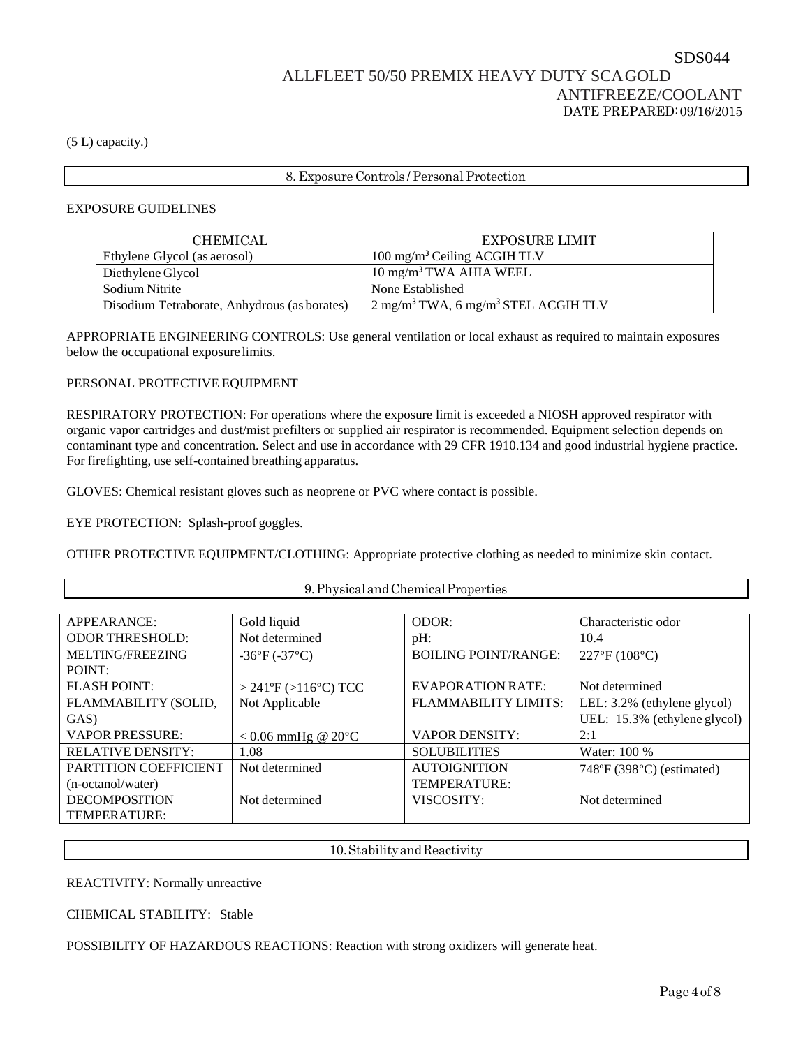(5 L) capacity.)

## 8. Exposure Controls / Personal Protection

EXPOSURE GUIDELINES

| CHEMICAL | EXPOSURE LIMIT |
|---|---|
| Ethylene Glycol (as aerosol) | 100 mg/m³ Ceiling ACGIH TLV |
| Diethylene Glycol | 10 mg/m³ TWA AHIA WEEL |
| Sodium Nitrite | None Established |
| Disodium Tetraborate, Anhydrous (as borates) | 2 mg/m³ TWA, 6 mg/m³ STEL ACGIH TLV |

APPROPRIATE ENGINEERING CONTROLS: Use general ventilation or local exhaust as required to maintain exposures below the occupational exposure limits.

PERSONAL PROTECTIVE EQUIPMENT

RESPIRATORY PROTECTION: For operations where the exposure limit is exceeded a NIOSH approved respirator with organic vapor cartridges and dust/mist prefilters or supplied air respirator is recommended. Equipment selection depends on contaminant type and concentration. Select and use in accordance with 29 CFR 1910.134 and good industrial hygiene practice. For firefighting, use self-contained breathing apparatus.

GLOVES: Chemical resistant gloves such as neoprene or PVC where contact is possible.

EYE PROTECTION: Splash-proof goggles.

OTHER PROTECTIVE EQUIPMENT/CLOTHING: Appropriate protective clothing as needed to minimize skin contact.

## 9. Physical and Chemical Properties

| | | | |
|---|---|---|---|
| APPEARANCE: | Gold liquid | ODOR: | Characteristic odor |
| ODOR THRESHOLD: | Not determined | pH: | 10.4 |
| MELTING/FREEZING POINT: | -36°F (-37°C) | BOILING POINT/RANGE: | 227°F (108°C) |
| FLASH POINT: | > 241°F (>116°C) TCC | EVAPORATION RATE: | Not determined |
| FLAMMABILITY (SOLID, GAS) | Not Applicable | FLAMMABILITY LIMITS: | LEL: 3.2% (ethylene glycol) UEL: 15.3% (ethylene glycol) |
| VAPOR PRESSURE: | < 0.06 mmHg @ 20°C | VAPOR DENSITY: | 2:1 |
| RELATIVE DENSITY: | 1.08 | SOLUBILITIES | Water: 100 % |
| PARTITION COEFFICIENT (n-octanol/water) | Not determined | AUTOIGNITION TEMPERATURE: | 748°F (398°C) (estimated) |
| DECOMPOSITION TEMPERATURE: | Not determined | VISCOSITY: | Not determined |

## 10. Stability and Reactivity

REACTIVITY: Normally unreactive

CHEMICAL STABILITY: Stable

POSSIBILITY OF HAZARDOUS REACTIONS: Reaction with strong oxidizers will generate heat.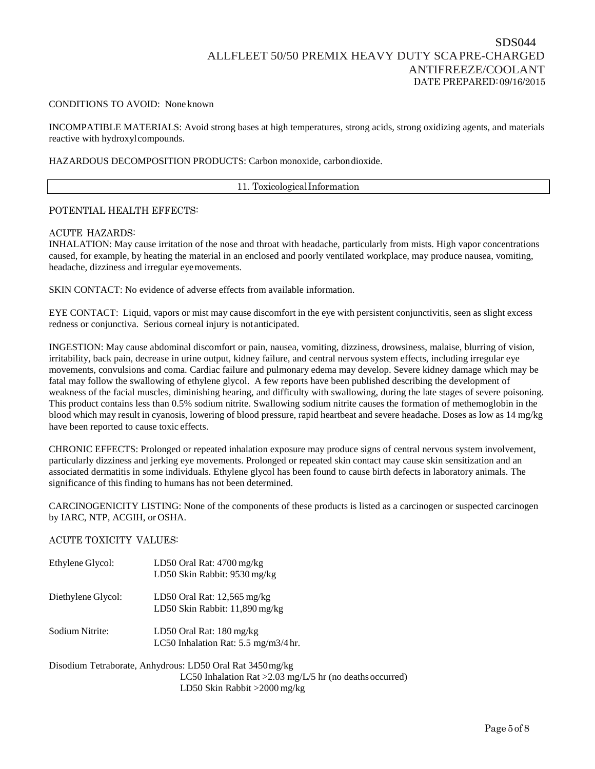CONDITIONS TO AVOID: None known

INCOMPATIBLE MATERIALS: Avoid strong bases at high temperatures, strong acids, strong oxidizing agents, and materials reactive with hydroxyl compounds.

HAZARDOUS DECOMPOSITION PRODUCTS: Carbon monoxide, carbon dioxide.

## 11. Toxicological Information

POTENTIAL HEALTH EFFECTS:

ACUTE HAZARDS:

INHALATION: May cause irritation of the nose and throat with headache, particularly from mists. High vapor concentrations caused, for example, by heating the material in an enclosed and poorly ventilated workplace, may produce nausea, vomiting, headache, dizziness and irregular eye movements.

SKIN CONTACT: No evidence of adverse effects from available information.

EYE CONTACT: Liquid, vapors or mist may cause discomfort in the eye with persistent conjunctivitis, seen as slight excess redness or conjunctiva. Serious corneal injury is not anticipated.

INGESTION: May cause abdominal discomfort or pain, nausea, vomiting, dizziness, drowsiness, malaise, blurring of vision, irritability, back pain, decrease in urine output, kidney failure, and central nervous system effects, including irregular eye movements, convulsions and coma. Cardiac failure and pulmonary edema may develop. Severe kidney damage which may be fatal may follow the swallowing of ethylene glycol. A few reports have been published describing the development of weakness of the facial muscles, diminishing hearing, and difficulty with swallowing, during the late stages of severe poisoning. This product contains less than 0.5% sodium nitrite. Swallowing sodium nitrite causes the formation of methemoglobin in the blood which may result in cyanosis, lowering of blood pressure, rapid heartbeat and severe headache. Doses as low as 14 mg/kg have been reported to cause toxic effects.

CHRONIC EFFECTS: Prolonged or repeated inhalation exposure may produce signs of central nervous system involvement, particularly dizziness and jerking eye movements. Prolonged or repeated skin contact may cause skin sensitization and an associated dermatitis in some individuals. Ethylene glycol has been found to cause birth defects in laboratory animals. The significance of this finding to humans has not been determined.

CARCINOGENICITY LISTING: None of the components of these products is listed as a carcinogen or suspected carcinogen by IARC, NTP, ACGIH, or OSHA.

ACUTE TOXICITY VALUES:

Ethylene Glycol: LD50 Oral Rat: 4700 mg/kg
LD50 Skin Rabbit: 9530 mg/kg

Diethylene Glycol: LD50 Oral Rat: 12,565 mg/kg
LD50 Skin Rabbit: 11,890 mg/kg

Sodium Nitrite: LD50 Oral Rat: 180 mg/kg
LC50 Inhalation Rat: 5.5 mg/m3/4 hr.

Disodium Tetraborate, Anhydrous: LD50 Oral Rat 3450 mg/kg
LC50 Inhalation Rat >2.03 mg/L/5 hr (no deaths occurred)
LD50 Skin Rabbit >2000 mg/kg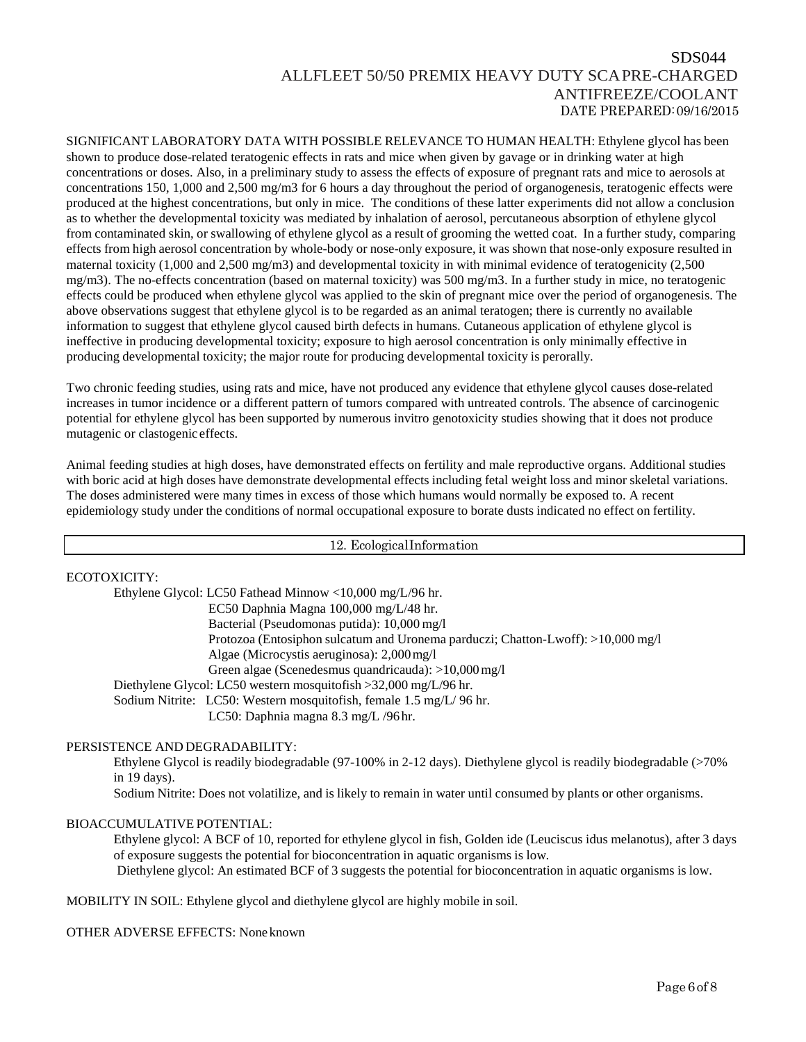SIGNIFICANT LABORATORY DATA WITH POSSIBLE RELEVANCE TO HUMAN HEALTH: Ethylene glycol has been shown to produce dose-related teratogenic effects in rats and mice when given by gavage or in drinking water at high concentrations or doses. Also, in a preliminary study to assess the effects of exposure of pregnant rats and mice to aerosols at concentrations 150, 1,000 and 2,500 mg/m3 for 6 hours a day throughout the period of organogenesis, teratogenic effects were produced at the highest concentrations, but only in mice. The conditions of these latter experiments did not allow a conclusion as to whether the developmental toxicity was mediated by inhalation of aerosol, percutaneous absorption of ethylene glycol from contaminated skin, or swallowing of ethylene glycol as a result of grooming the wetted coat. In a further study, comparing effects from high aerosol concentration by whole-body or nose-only exposure, it was shown that nose-only exposure resulted in maternal toxicity (1,000 and 2,500 mg/m3) and developmental toxicity in with minimal evidence of teratogenicity (2,500 mg/m3). The no-effects concentration (based on maternal toxicity) was 500 mg/m3. In a further study in mice, no teratogenic effects could be produced when ethylene glycol was applied to the skin of pregnant mice over the period of organogenesis. The above observations suggest that ethylene glycol is to be regarded as an animal teratogen; there is currently no available information to suggest that ethylene glycol caused birth defects in humans. Cutaneous application of ethylene glycol is ineffective in producing developmental toxicity; exposure to high aerosol concentration is only minimally effective in producing developmental toxicity; the major route for producing developmental toxicity is perorally.

Two chronic feeding studies, using rats and mice, have not produced any evidence that ethylene glycol causes dose-related increases in tumor incidence or a different pattern of tumors compared with untreated controls. The absence of carcinogenic potential for ethylene glycol has been supported by numerous invitro genotoxicity studies showing that it does not produce mutagenic or clastogenic effects.

Animal feeding studies at high doses, have demonstrated effects on fertility and male reproductive organs. Additional studies with boric acid at high doses have demonstrate developmental effects including fetal weight loss and minor skeletal variations. The doses administered were many times in excess of those which humans would normally be exposed to. A recent epidemiology study under the conditions of normal occupational exposure to borate dusts indicated no effect on fertility.

## 12. Ecological Information

ECOTOXICITY:

Ethylene Glycol: LC50 Fathead Minnow <10,000 mg/L/96 hr.
EC50 Daphnia Magna 100,000 mg/L/48 hr.
Bacterial (Pseudomonas putida): 10,000 mg/l
Protozoa (Entosiphon sulcatum and Uronema parduczi; Chatton-Lwoff): >10,000 mg/l
Algae (Microcystis aeruginosa): 2,000 mg/l
Green algae (Scenedesmus quandricauda): >10,000 mg/l

Diethylene Glycol: LC50 western mosquitofish >32,000 mg/L/96 hr.

Sodium Nitrite: LC50: Western mosquitofish, female 1.5 mg/L/ 96 hr.
LC50: Daphnia magna 8.3 mg/L /96 hr.

PERSISTENCE AND DEGRADABILITY:

Ethylene Glycol is readily biodegradable (97-100% in 2-12 days). Diethylene glycol is readily biodegradable (>70% in 19 days).

Sodium Nitrite: Does not volatilize, and is likely to remain in water until consumed by plants or other organisms.

BIOACCUMULATIVE POTENTIAL:

Ethylene glycol: A BCF of 10, reported for ethylene glycol in fish, Golden ide (Leuciscus idus melanotus), after 3 days of exposure suggests the potential for bioconcentration in aquatic organisms is low.

Diethylene glycol: An estimated BCF of 3 suggests the potential for bioconcentration in aquatic organisms is low.

MOBILITY IN SOIL: Ethylene glycol and diethylene glycol are highly mobile in soil.

OTHER ADVERSE EFFECTS: None known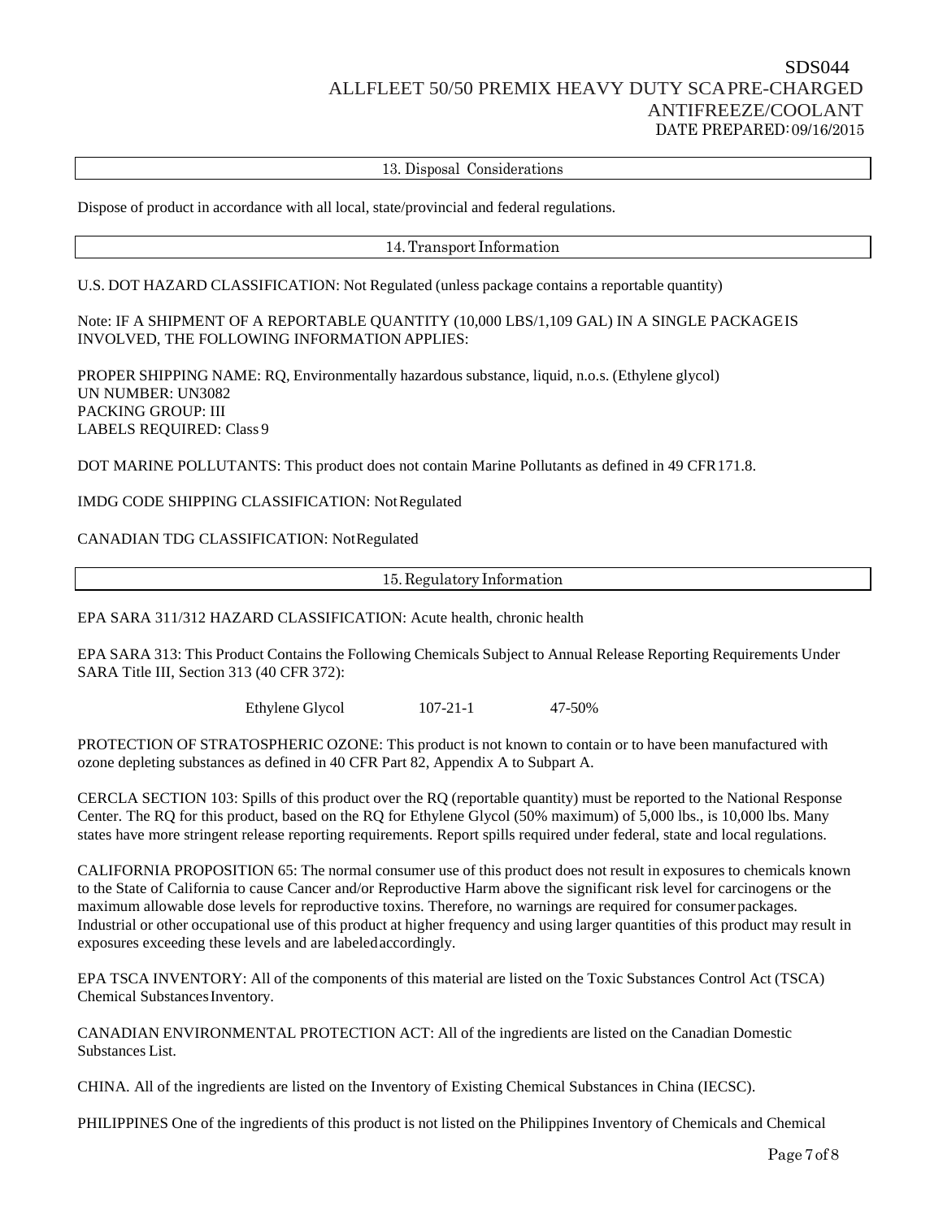## 13. Disposal Considerations

Dispose of product in accordance with all local, state/provincial and federal regulations.

## 14. Transport Information

U.S. DOT HAZARD CLASSIFICATION: Not Regulated (unless package contains a reportable quantity)

Note: IF A SHIPMENT OF A REPORTABLE QUANTITY (10,000 LBS/1,109 GAL) IN A SINGLE PACKAGE IS INVOLVED, THE FOLLOWING INFORMATION APPLIES:

PROPER SHIPPING NAME: RQ, Environmentally hazardous substance, liquid, n.o.s. (Ethylene glycol)
UN NUMBER: UN3082
PACKING GROUP: III
LABELS REQUIRED: Class 9

DOT MARINE POLLUTANTS: This product does not contain Marine Pollutants as defined in 49 CFR 171.8.

IMDG CODE SHIPPING CLASSIFICATION: Not Regulated

CANADIAN TDG CLASSIFICATION: Not Regulated

## 15. Regulatory Information

EPA SARA 311/312 HAZARD CLASSIFICATION: Acute health, chronic health

EPA SARA 313: This Product Contains the Following Chemicals Subject to Annual Release Reporting Requirements Under SARA Title III, Section 313 (40 CFR 372):

| Ethylene Glycol | 107-21-1 | 47-50% |
|---|---|---|

PROTECTION OF STRATOSPHERIC OZONE: This product is not known to contain or to have been manufactured with ozone depleting substances as defined in 40 CFR Part 82, Appendix A to Subpart A.

CERCLA SECTION 103: Spills of this product over the RQ (reportable quantity) must be reported to the National Response Center. The RQ for this product, based on the RQ for Ethylene Glycol (50% maximum) of 5,000 lbs., is 10,000 lbs. Many states have more stringent release reporting requirements. Report spills required under federal, state and local regulations.

CALIFORNIA PROPOSITION 65: The normal consumer use of this product does not result in exposures to chemicals known to the State of California to cause Cancer and/or Reproductive Harm above the significant risk level for carcinogens or the maximum allowable dose levels for reproductive toxins. Therefore, no warnings are required for consumer packages. Industrial or other occupational use of this product at higher frequency and using larger quantities of this product may result in exposures exceeding these levels and are labeled accordingly.

EPA TSCA INVENTORY: All of the components of this material are listed on the Toxic Substances Control Act (TSCA) Chemical Substances Inventory.

CANADIAN ENVIRONMENTAL PROTECTION ACT: All of the ingredients are listed on the Canadian Domestic Substances List.

CHINA. All of the ingredients are listed on the Inventory of Existing Chemical Substances in China (IECSC).

PHILIPPINES One of the ingredients of this product is not listed on the Philippines Inventory of Chemicals and Chemical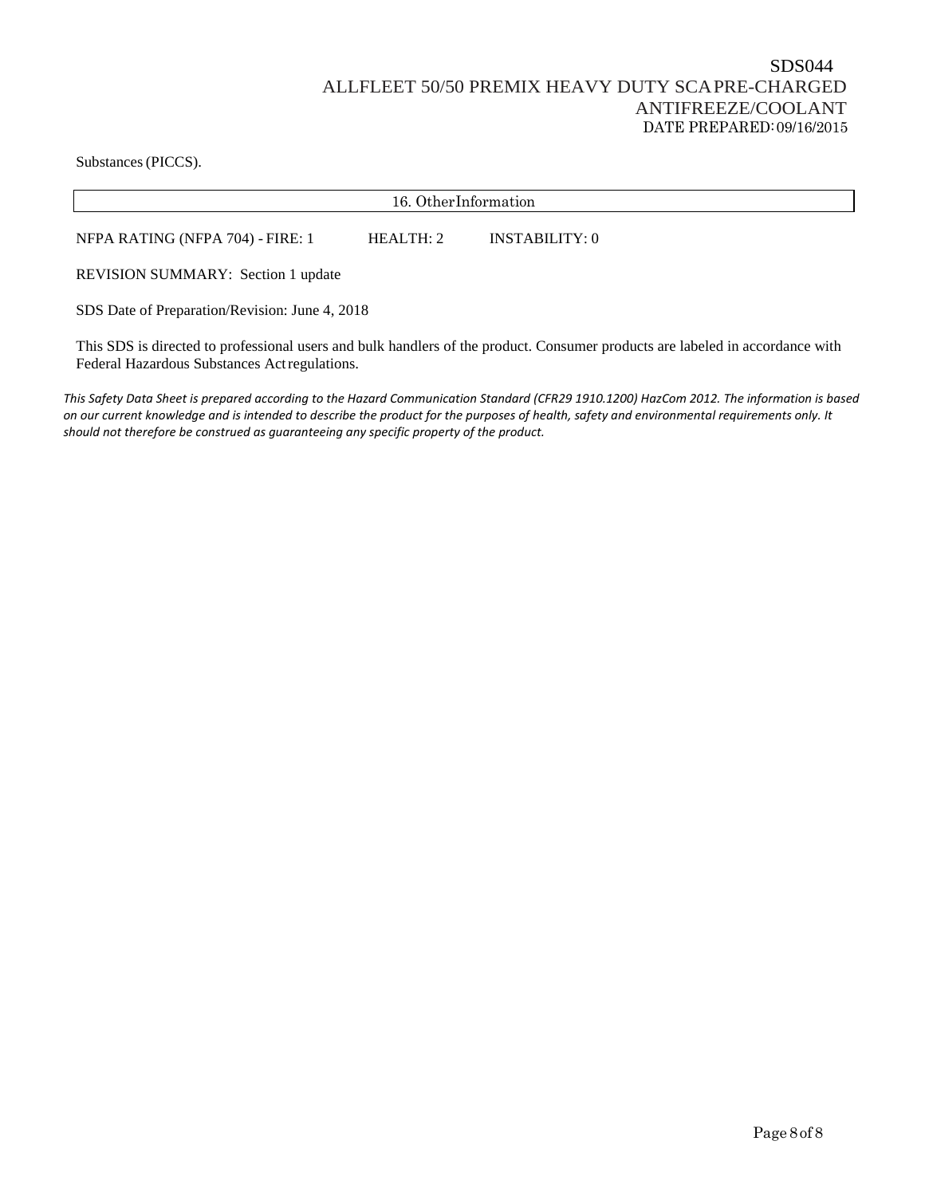Substances (PICCS).

## 16. Other Information

NFPA RATING (NFPA 704) - FIRE: 1 HEALTH: 2 INSTABILITY: 0

REVISION SUMMARY: Section 1 update

SDS Date of Preparation/Revision: June 4, 2018

This SDS is directed to professional users and bulk handlers of the product. Consumer products are labeled in accordance with Federal Hazardous Substances Act regulations.

*This Safety Data Sheet is prepared according to the Hazard Communication Standard (CFR29 1910.1200) HazCom 2012. The information is based on our current knowledge and is intended to describe the product for the purposes of health, safety and environmental requirements only. It should not therefore be construed as guaranteeing any specific property of the product.*